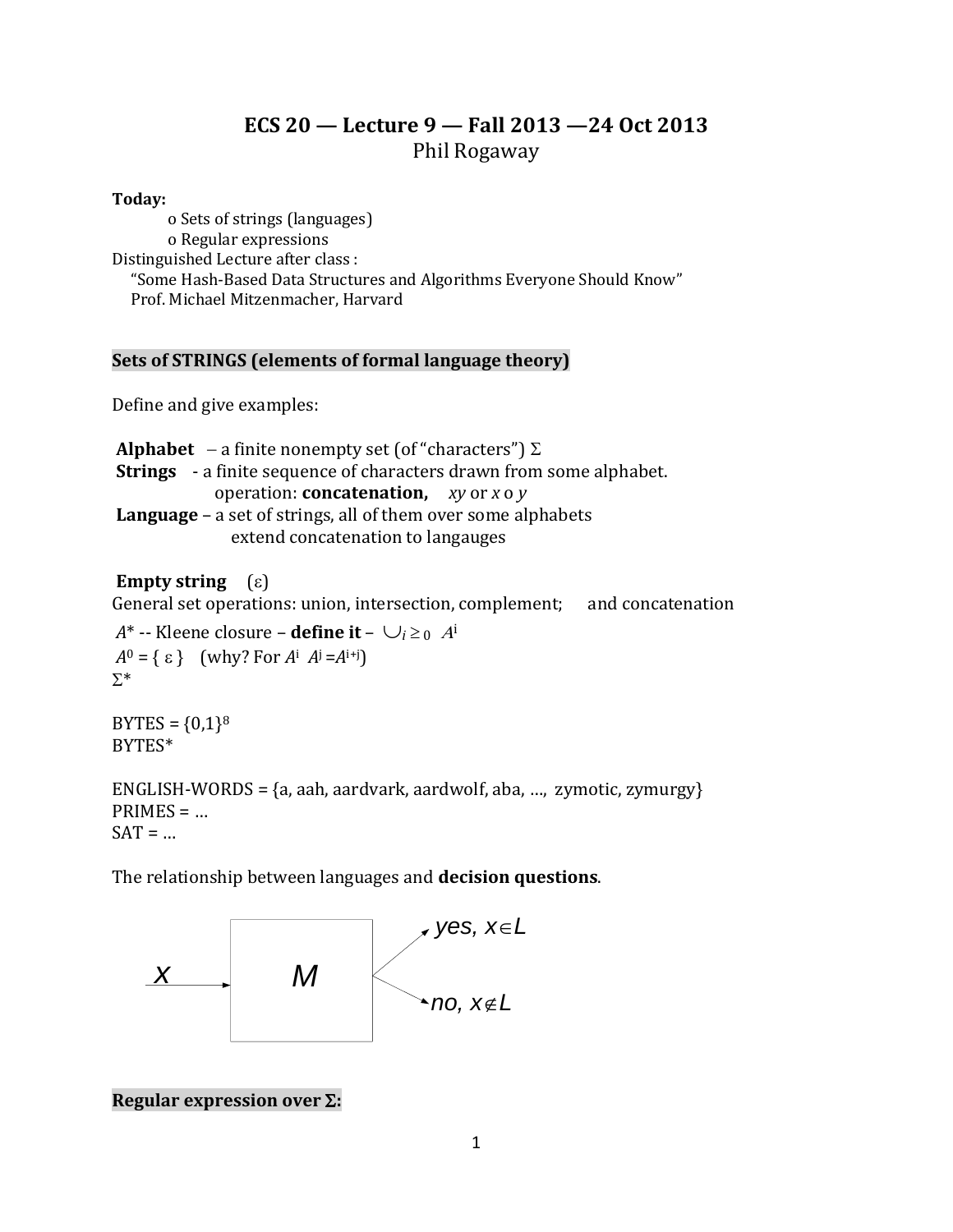# ECS 20 — Lecture 9 — Fall 2013 —24 Oct 2013

Phil Rogaway

**Today:**

- o Sets of strings (languages)
- o Regular expressions

Distinguished Lecture after class :

"Some Hash-Based Data Structures and Algorithms Everyone Should Know"
Prof. Michael Mitzenmacher, Harvard

## Sets of STRINGS (elements of formal language theory)

Define and give examples:

**Alphabet** – a finite nonempty set (of "characters") $\Sigma$

**Strings** - a finite sequence of characters drawn from some alphabet.
operation: **concatenation,** $xy$ or $x \circ y$

**Language** – a set of strings, all of them over some alphabets
extend concatenation to langauges

**Empty string** ($\varepsilon$)

General set operations: union, intersection, complement; and concatenation

$A^*$ -- Kleene closure – **define it** – $\cup_{i \geq 0} A^i$

$A^0 = \{ \varepsilon \}$ (why? For $A^i \; A^j = A^{i+j}$)

$\Sigma^*$

BYTES = $\{0,1\}^8$

BYTES*

ENGLISH-WORDS = {a, aah, aardvark, aardwolf, aba, …, zymotic, zymurgy}

PRIMES = …

SAT = …

The relationship between languages and **decision questions**.

$x \rightarrow M \rightarrow$ *yes*, $x \in L$ / *no*, $x \notin L$

## Regular expression over $\Sigma$: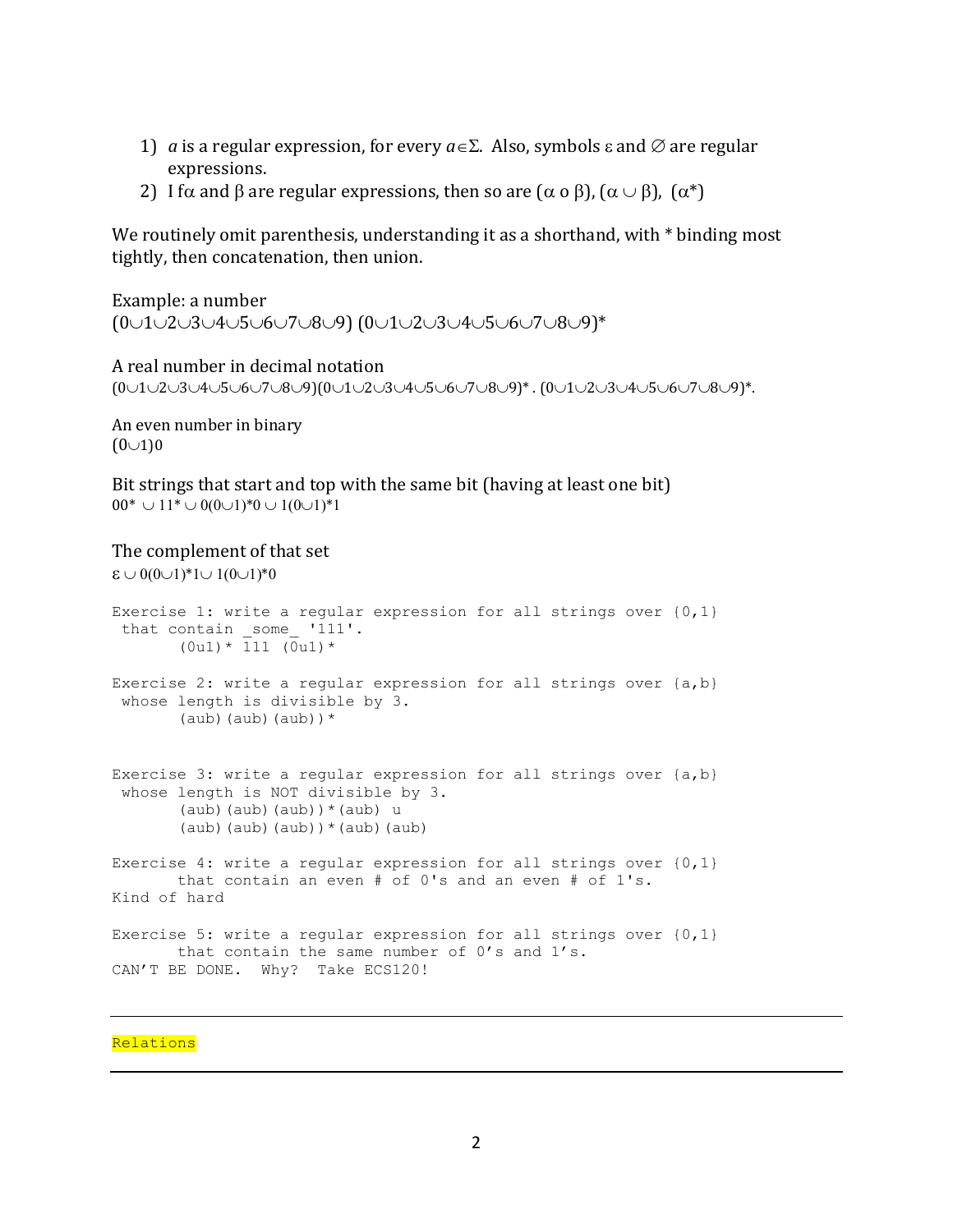1) $a$ is a regular expression, for every $a \in \Sigma$. Also, symbols $\varepsilon$ and $\varnothing$ are regular expressions.
2) I f$\alpha$ and $\beta$ are regular expressions, then so are $(\alpha \circ \beta)$, $(\alpha \cup \beta)$, $(\alpha^*)$

We routinely omit parenthesis, understanding it as a shorthand, with * binding most tightly, then concatenation, then union.

Example: a number
$(0\cup1\cup2\cup3\cup4\cup5\cup6\cup7\cup8\cup9)\ (0\cup1\cup2\cup3\cup4\cup5\cup6\cup7\cup8\cup9)^*$

A real number in decimal notation
$(0\cup1\cup2\cup3\cup4\cup5\cup6\cup7\cup8\cup9)(0\cup1\cup2\cup3\cup4\cup5\cup6\cup7\cup8\cup9)^*\ .\ (0\cup1\cup2\cup3\cup4\cup5\cup6\cup7\cup8\cup9)^*$.

An even number in binary
$(0\cup1)0$

Bit strings that start and top with the same bit (having at least one bit)
$00^* \cup 11^* \cup 0(0\cup1)^*0 \cup 1(0\cup1)^*1$

The complement of that set
$\varepsilon \cup 0(0\cup1)^*1 \cup 1(0\cup1)^*0$

```
Exercise 1: write a regular expression for all strings over {0,1}
 that contain _some_ '111'.
       (0u1)* 111 (0u1)*

Exercise 2: write a regular expression for all strings over {a,b}
 whose length is divisible by 3.
       (aub)(aub)(aub))*


Exercise 3: write a regular expression for all strings over {a,b}
 whose length is NOT divisible by 3.
       (aub)(aub)(aub))*(aub) u
       (aub)(aub)(aub))*(aub)(aub)

Exercise 4: write a regular expression for all strings over {0,1}
       that contain an even # of 0's and an even # of 1's.
Kind of hard

Exercise 5: write a regular expression for all strings over {0,1}
       that contain the same number of 0's and 1's.
CAN'T BE DONE.  Why?  Take ECS120!
```

---

Relations

---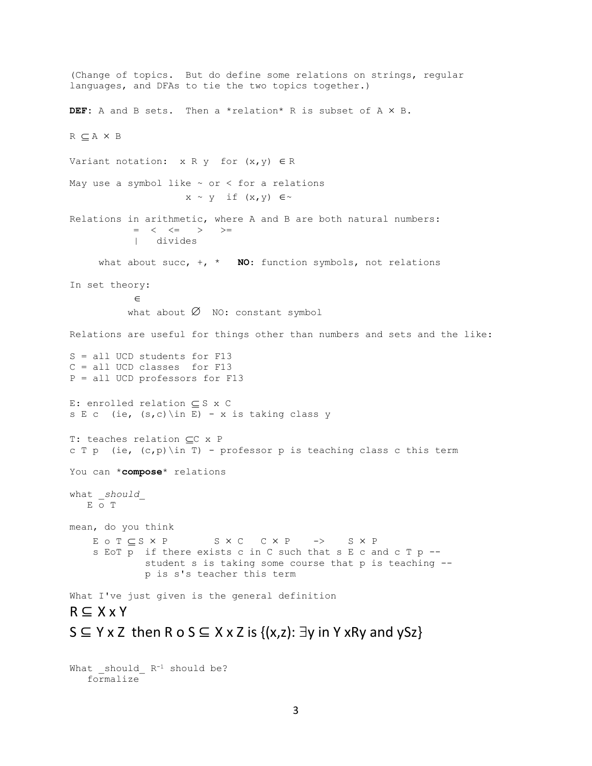(Change of topics. But do define some relations on strings, regular languages, and DFAs to tie the two topics together.)

**DEF**: A and B sets. Then a *relation* R is subset of $A \times B$.

$R \subseteq A \times B$

Variant notation: x R y for $(x,y) \in R$

May use a symbol like ~ or < for a relations

x ~ y if $(x,y) \in \sim$

Relations in arithmetic, where A and B are both natural numbers:

= < <= > >=

| divides

what about succ, +, * **NO:** function symbols, not relations

In set theory:

$\in$

what about $\emptyset$ NO: constant symbol

Relations are useful for things other than numbers and sets and the like:

S = all UCD students for F13
C = all UCD classes for F13
P = all UCD professors for F13

E: enrolled relation $\subseteq$ S x C
s E c (ie, (s,c)\in E) - x is taking class y

T: teaches relation $\subseteq$C x P
c T p (ie, (c,p)\in T) - professor p is teaching class c this term

You can *​**compose**​* relations

what _*should*_
E o T

mean, do you think

E o T $\subseteq$ S $\times$ P    S $\times$ C  C $\times$ P  ->  S $\times$ P

s EoT p if there exists c in C such that s E c and c T p --
student s is taking some course that p is teaching --
p is s's teacher this term

What I've just given is the general definition

## $R \subseteq X \times Y$

## $S \subseteq Y \times Z$ then $R \circ S \subseteq X \times Z$ is $\{(x,z): \exists y \text{ in } Y \text{ } xRy \text{ and } ySz\}$

What _should_ $R^{-1}$ should be?
formalize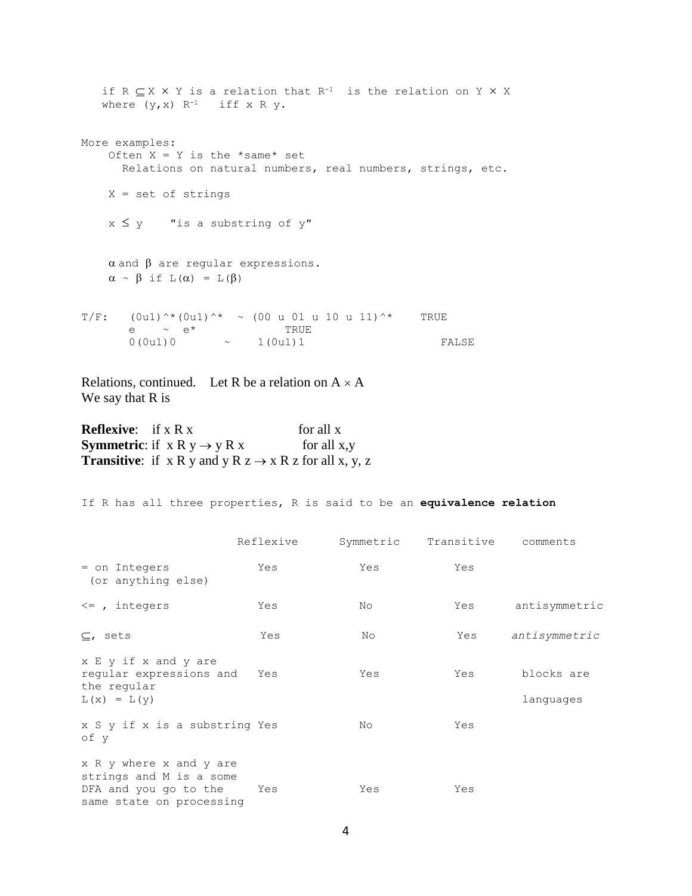if $R \subseteq X \times Y$ is a relation that $R^{-1}$ is the relation on $Y \times X$ where $(y,x)$ $R^{-1}$ iff $x$ R $y$.

More examples:

Often X = Y is the *same* set
Relations on natural numbers, real numbers, strings, etc.

X = set of strings

$x \leq y$ "is a substring of y"

$\alpha$ and $\beta$ are regular expressions.
$\alpha \sim \beta$ if $L(\alpha) = L(\beta)$

T/F:

```
(0u1)^*(0u1)^*  ~ (00 u 01 u 10 u 11)^*    TRUE
e    ~  e*             TRUE
0(0u1)0       ~    1(0u1)1                   FALSE
```

Relations, continued. Let R be a relation on $A \times A$
We say that R is

**Reflexive**: if x R x for all x
**Symmetric**: if $x \text{ R } y \rightarrow y \text{ R } x$ for all x,y
**Transitive**: if x R y and $y \text{ R } z \rightarrow x \text{ R } z$ for all x, y, z

If R has all three properties, R is said to be an **equivalence relation**

| | Reflexive | Symmetric | Transitive | comments |
|---|---|---|---|---|
| = on Integers (or anything else) | Yes | Yes | Yes | |
| <= , integers | Yes | No | Yes | antisymmetric |
| $\subseteq$, sets | Yes | No | Yes | *antisymmetric* |
| x E y if x and y are regular expressions and the regular L(x) = L(y) | Yes | Yes | Yes | blocks are languages |
| x S y if x is a substring of y | Yes | No | Yes | |
| x R y where x and y are strings and M is a some DFA and you go to the same state on processing | Yes | Yes | Yes | |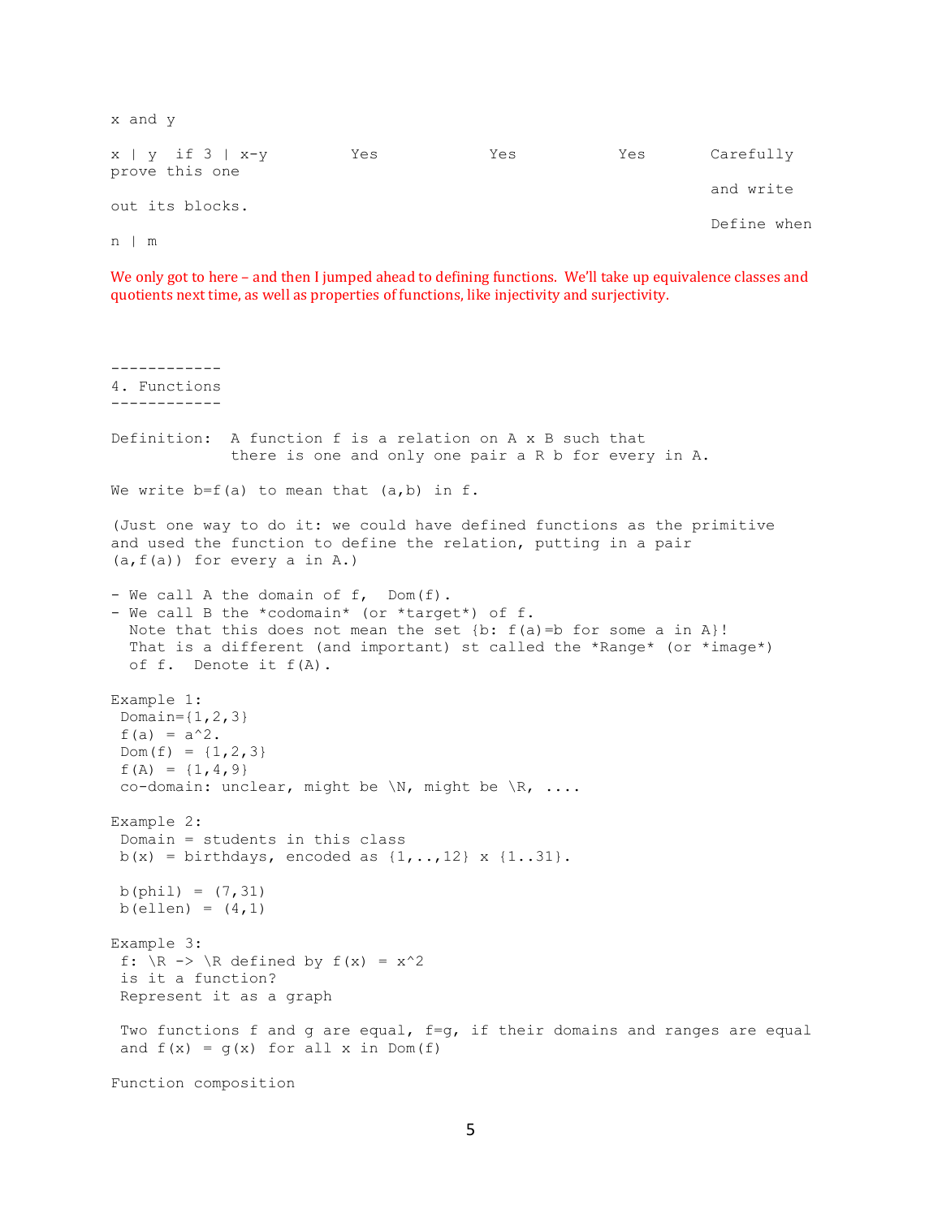x and y

| | | | | |
|---|---|---|---|---|
| x \| y if 3 \| x-y | Yes | Yes | Yes | Carefully prove this one and write out its blocks. Define when n \| m |

We only got to here – and then I jumped ahead to defining functions. We'll take up equivalence classes and quotients next time, as well as properties of functions, like injectivity and surjectivity.

## 4. Functions

Definition: A function f is a relation on A x B such that there is one and only one pair a R b for every in A.

We write b=f(a) to mean that (a,b) in f.

(Just one way to do it: we could have defined functions as the primitive and used the function to define the relation, putting in a pair (a,f(a)) for every a in A.)

- We call A the domain of f, Dom(f).
- We call B the *codomain* (or *target*) of f.
  Note that this does not mean the set {b: f(a)=b for some a in A}!
  That is a different (and important) st called the *Range* (or *image*) of f. Denote it f(A).

Example 1:
 Domain={1,2,3}
 f(a) = a^2.
 Dom(f) = {1,2,3}
 f(A) = {1,4,9}
 co-domain: unclear, might be \N, might be \R, ....

Example 2:
 Domain = students in this class
 b(x) = birthdays, encoded as {1,..,12} x {1..31}.

 b(phil) = (7,31)
 b(ellen) = (4,1)

Example 3:
 f: \R -> \R defined by f(x) = x^2
 is it a function?
 Represent it as a graph

 Two functions f and g are equal, f=g, if their domains and ranges are equal and f(x) = g(x) for all x in Dom(f)

Function composition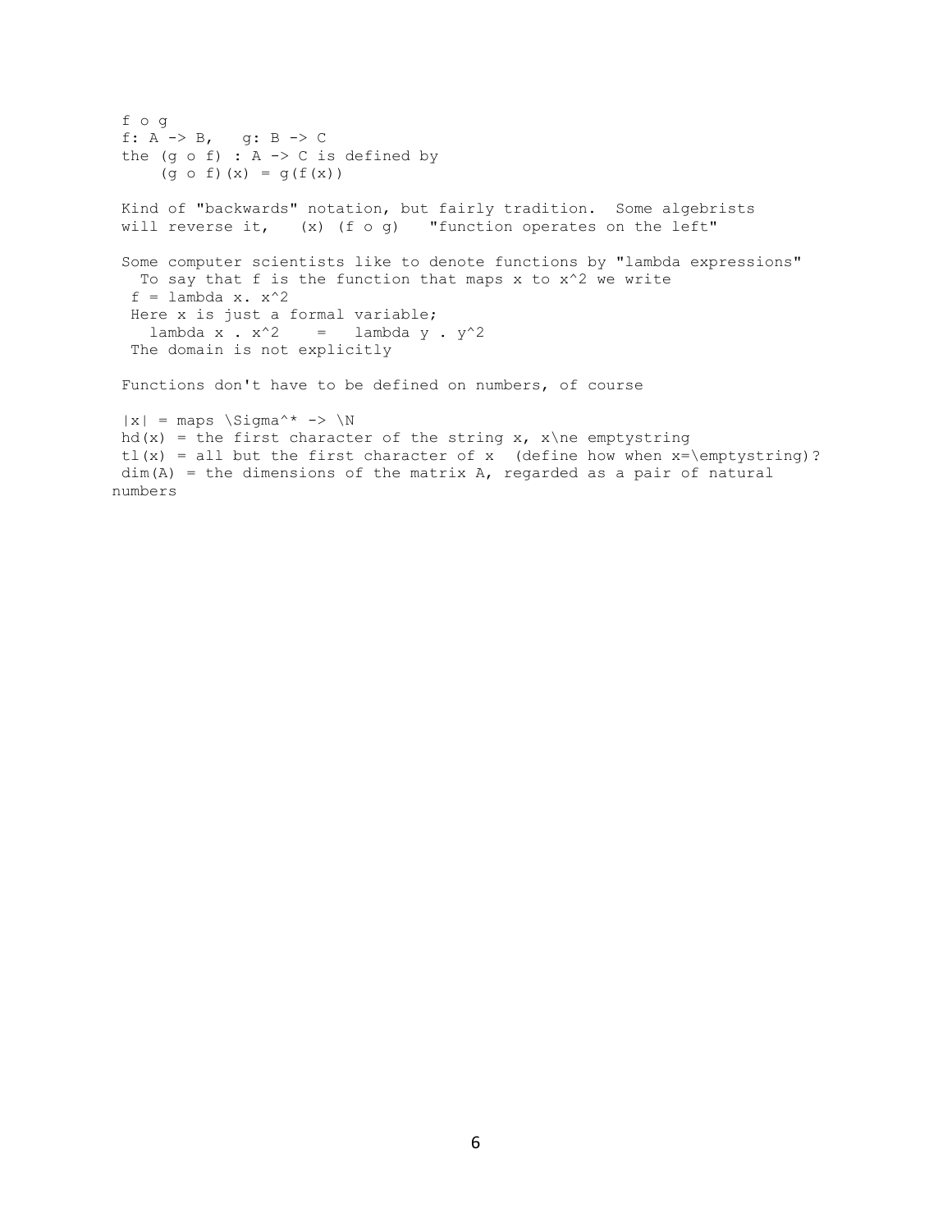f o g

f: A -> B, g: B -> C

the (g o f) : A -> C is defined by

$(g \circ f)(x) = g(f(x))$

Kind of "backwards" notation, but fairly tradition. Some algebrists will reverse it, (x) (f o g) "function operates on the left"

Some computer scientists like to denote functions by "lambda expressions"

To say that f is the function that maps x to $x^2$ we write

$f = \lambda x.\ x^2$

Here x is just a formal variable;

$\lambda x\ .\ x^2 = \lambda y\ .\ y^2$

The domain is not explicitly

Functions don't have to be defined on numbers, of course

$|x|$ = maps $\Sigma^* \to \mathbb{N}$

hd(x) = the first character of the string x, $x \ne$ emptystring

tl(x) = all but the first character of x (define how when x=\emptystring)?

dim(A) = the dimensions of the matrix A, regarded as a pair of natural numbers